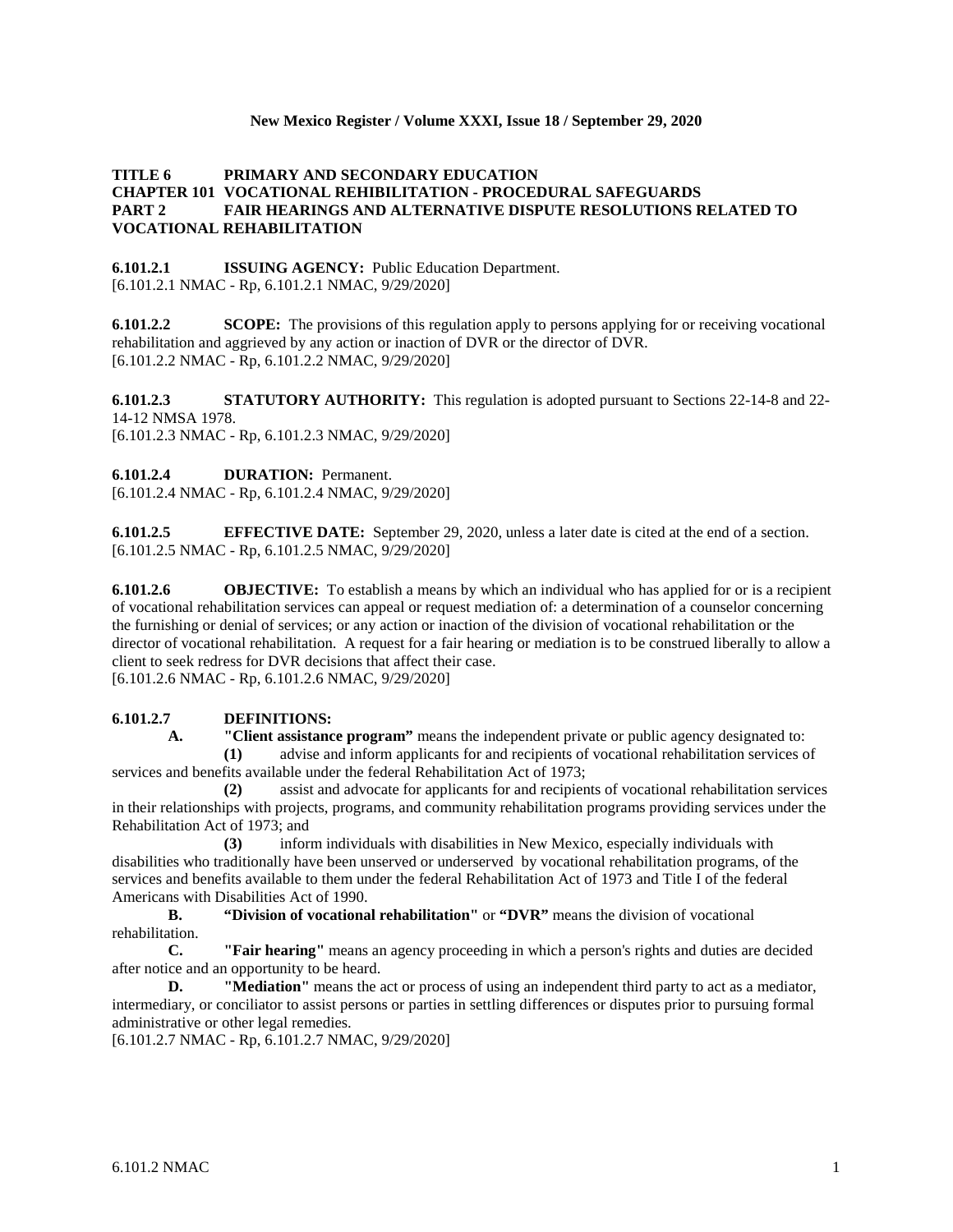**TITLE 6 PRIMARY AND SECONDARY EDUCATION**
**CHAPTER 101 VOCATIONAL REHIBILITATION - PROCEDURAL SAFEGUARDS**
**PART 2 FAIR HEARINGS AND ALTERNATIVE DISPUTE RESOLUTIONS RELATED TO VOCATIONAL REHABILITATION**

**6.101.2.1 ISSUING AGENCY:** Public Education Department.
[6.101.2.1 NMAC - Rp, 6.101.2.1 NMAC, 9/29/2020]

**6.101.2.2 SCOPE:** The provisions of this regulation apply to persons applying for or receiving vocational rehabilitation and aggrieved by any action or inaction of DVR or the director of DVR.
[6.101.2.2 NMAC - Rp, 6.101.2.2 NMAC, 9/29/2020]

**6.101.2.3 STATUTORY AUTHORITY:** This regulation is adopted pursuant to Sections 22-14-8 and 22-14-12 NMSA 1978.
[6.101.2.3 NMAC - Rp, 6.101.2.3 NMAC, 9/29/2020]

**6.101.2.4 DURATION:** Permanent.
[6.101.2.4 NMAC - Rp, 6.101.2.4 NMAC, 9/29/2020]

**6.101.2.5 EFFECTIVE DATE:** September 29, 2020, unless a later date is cited at the end of a section.
[6.101.2.5 NMAC - Rp, 6.101.2.5 NMAC, 9/29/2020]

**6.101.2.6 OBJECTIVE:** To establish a means by which an individual who has applied for or is a recipient of vocational rehabilitation services can appeal or request mediation of: a determination of a counselor concerning the furnishing or denial of services; or any action or inaction of the division of vocational rehabilitation or the director of vocational rehabilitation. A request for a fair hearing or mediation is to be construed liberally to allow a client to seek redress for DVR decisions that affect their case.
[6.101.2.6 NMAC - Rp, 6.101.2.6 NMAC, 9/29/2020]

**6.101.2.7 DEFINITIONS:**

**A. "Client assistance program"** means the independent private or public agency designated to:

**(1)** advise and inform applicants for and recipients of vocational rehabilitation services of services and benefits available under the federal Rehabilitation Act of 1973;

**(2)** assist and advocate for applicants for and recipients of vocational rehabilitation services in their relationships with projects, programs, and community rehabilitation programs providing services under the Rehabilitation Act of 1973; and

**(3)** inform individuals with disabilities in New Mexico, especially individuals with disabilities who traditionally have been unserved or underserved by vocational rehabilitation programs, of the services and benefits available to them under the federal Rehabilitation Act of 1973 and Title I of the federal Americans with Disabilities Act of 1990.

**B. "Division of vocational rehabilitation"** or **"DVR"** means the division of vocational rehabilitation.

**C. "Fair hearing"** means an agency proceeding in which a person's rights and duties are decided after notice and an opportunity to be heard.

**D. "Mediation"** means the act or process of using an independent third party to act as a mediator, intermediary, or conciliator to assist persons or parties in settling differences or disputes prior to pursuing formal administrative or other legal remedies.
[6.101.2.7 NMAC - Rp, 6.101.2.7 NMAC, 9/29/2020]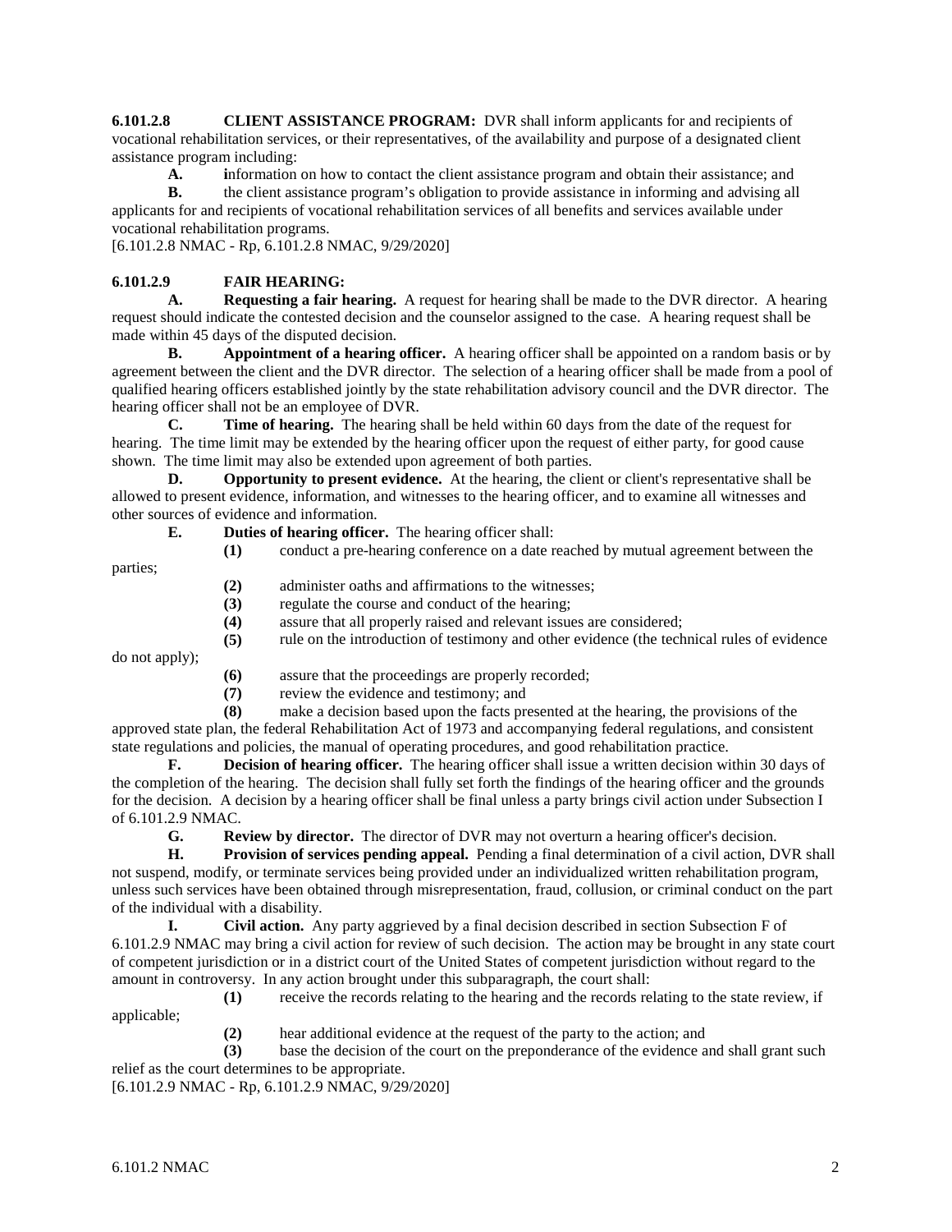**6.101.2.8 CLIENT ASSISTANCE PROGRAM:** DVR shall inform applicants for and recipients of vocational rehabilitation services, or their representatives, of the availability and purpose of a designated client assistance program including:

**A.** information on how to contact the client assistance program and obtain their assistance; and

**B.** the client assistance program's obligation to provide assistance in informing and advising all applicants for and recipients of vocational rehabilitation services of all benefits and services available under vocational rehabilitation programs.

[6.101.2.8 NMAC - Rp, 6.101.2.8 NMAC, 9/29/2020]

**6.101.2.9 FAIR HEARING:**

**A. Requesting a fair hearing.** A request for hearing shall be made to the DVR director. A hearing request should indicate the contested decision and the counselor assigned to the case. A hearing request shall be made within 45 days of the disputed decision.

**B. Appointment of a hearing officer.** A hearing officer shall be appointed on a random basis or by agreement between the client and the DVR director. The selection of a hearing officer shall be made from a pool of qualified hearing officers established jointly by the state rehabilitation advisory council and the DVR director. The hearing officer shall not be an employee of DVR.

**C. Time of hearing.** The hearing shall be held within 60 days from the date of the request for hearing. The time limit may be extended by the hearing officer upon the request of either party, for good cause shown. The time limit may also be extended upon agreement of both parties.

**D. Opportunity to present evidence.** At the hearing, the client or client's representative shall be allowed to present evidence, information, and witnesses to the hearing officer, and to examine all witnesses and other sources of evidence and information.

**E. Duties of hearing officer.** The hearing officer shall:

**(1)** conduct a pre-hearing conference on a date reached by mutual agreement between the parties;

**(2)** administer oaths and affirmations to the witnesses;

**(3)** regulate the course and conduct of the hearing;

**(4)** assure that all properly raised and relevant issues are considered;

**(5)** rule on the introduction of testimony and other evidence (the technical rules of evidence do not apply);

**(6)** assure that the proceedings are properly recorded;

**(7)** review the evidence and testimony; and

**(8)** make a decision based upon the facts presented at the hearing, the provisions of the approved state plan, the federal Rehabilitation Act of 1973 and accompanying federal regulations, and consistent state regulations and policies, the manual of operating procedures, and good rehabilitation practice.

**F. Decision of hearing officer.** The hearing officer shall issue a written decision within 30 days of the completion of the hearing. The decision shall fully set forth the findings of the hearing officer and the grounds for the decision. A decision by a hearing officer shall be final unless a party brings civil action under Subsection I of 6.101.2.9 NMAC.

**G. Review by director.** The director of DVR may not overturn a hearing officer's decision.

**H. Provision of services pending appeal.** Pending a final determination of a civil action, DVR shall not suspend, modify, or terminate services being provided under an individualized written rehabilitation program, unless such services have been obtained through misrepresentation, fraud, collusion, or criminal conduct on the part of the individual with a disability.

**I. Civil action.** Any party aggrieved by a final decision described in section Subsection F of 6.101.2.9 NMAC may bring a civil action for review of such decision. The action may be brought in any state court of competent jurisdiction or in a district court of the United States of competent jurisdiction without regard to the amount in controversy. In any action brought under this subparagraph, the court shall:

**(1)** receive the records relating to the hearing and the records relating to the state review, if applicable;

**(2)** hear additional evidence at the request of the party to the action; and

**(3)** base the decision of the court on the preponderance of the evidence and shall grant such relief as the court determines to be appropriate.

[6.101.2.9 NMAC - Rp, 6.101.2.9 NMAC, 9/29/2020]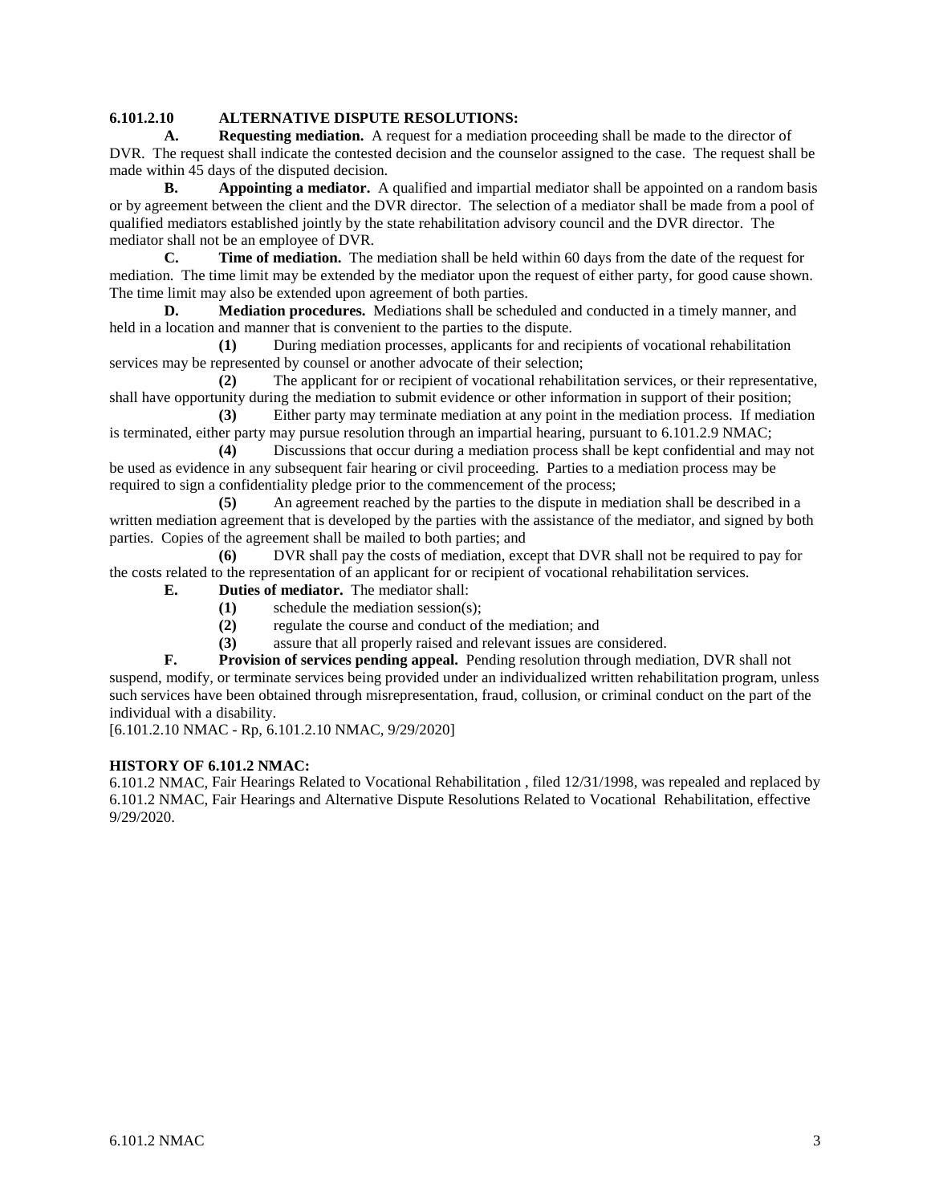**6.101.2.10 ALTERNATIVE DISPUTE RESOLUTIONS:**

**A. Requesting mediation.** A request for a mediation proceeding shall be made to the director of DVR. The request shall indicate the contested decision and the counselor assigned to the case. The request shall be made within 45 days of the disputed decision.

**B. Appointing a mediator.** A qualified and impartial mediator shall be appointed on a random basis or by agreement between the client and the DVR director. The selection of a mediator shall be made from a pool of qualified mediators established jointly by the state rehabilitation advisory council and the DVR director. The mediator shall not be an employee of DVR.

**C. Time of mediation.** The mediation shall be held within 60 days from the date of the request for mediation. The time limit may be extended by the mediator upon the request of either party, for good cause shown. The time limit may also be extended upon agreement of both parties.

**D. Mediation procedures.** Mediations shall be scheduled and conducted in a timely manner, and held in a location and manner that is convenient to the parties to the dispute.

**(1)** During mediation processes, applicants for and recipients of vocational rehabilitation services may be represented by counsel or another advocate of their selection;

**(2)** The applicant for or recipient of vocational rehabilitation services, or their representative, shall have opportunity during the mediation to submit evidence or other information in support of their position;

**(3)** Either party may terminate mediation at any point in the mediation process. If mediation is terminated, either party may pursue resolution through an impartial hearing, pursuant to 6.101.2.9 NMAC;

**(4)** Discussions that occur during a mediation process shall be kept confidential and may not be used as evidence in any subsequent fair hearing or civil proceeding. Parties to a mediation process may be required to sign a confidentiality pledge prior to the commencement of the process;

**(5)** An agreement reached by the parties to the dispute in mediation shall be described in a written mediation agreement that is developed by the parties with the assistance of the mediator, and signed by both parties. Copies of the agreement shall be mailed to both parties; and

**(6)** DVR shall pay the costs of mediation, except that DVR shall not be required to pay for the costs related to the representation of an applicant for or recipient of vocational rehabilitation services.

**E. Duties of mediator.** The mediator shall:

**(1)** schedule the mediation session(s);

**(2)** regulate the course and conduct of the mediation; and

**(3)** assure that all properly raised and relevant issues are considered.

**F. Provision of services pending appeal.** Pending resolution through mediation, DVR shall not suspend, modify, or terminate services being provided under an individualized written rehabilitation program, unless such services have been obtained through misrepresentation, fraud, collusion, or criminal conduct on the part of the individual with a disability.

[6.101.2.10 NMAC - Rp, 6.101.2.10 NMAC, 9/29/2020]

**HISTORY OF 6.101.2 NMAC:**

6.101.2 NMAC, Fair Hearings Related to Vocational Rehabilitation , filed 12/31/1998, was repealed and replaced by 6.101.2 NMAC, Fair Hearings and Alternative Dispute Resolutions Related to Vocational Rehabilitation, effective 9/29/2020.